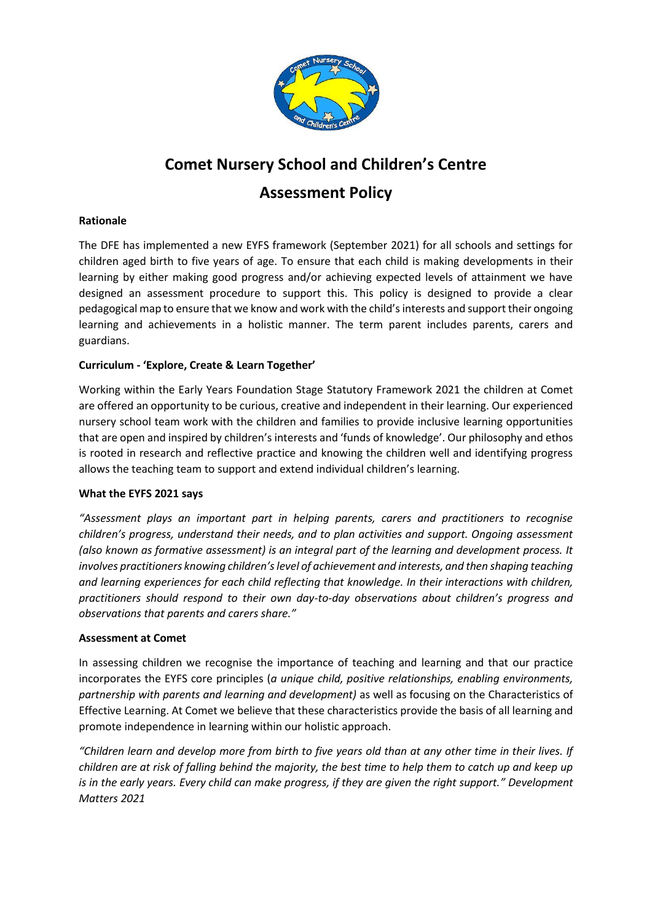# Comet Nursery School and Children's Centre

## Assessment Policy

**Rationale**

The DFE has implemented a new EYFS framework (September 2021) for all schools and settings for children aged birth to five years of age. To ensure that each child is making developments in their learning by either making good progress and/or achieving expected levels of attainment we have designed an assessment procedure to support this. This policy is designed to provide a clear pedagogical map to ensure that we know and work with the child's interests and support their ongoing learning and achievements in a holistic manner. The term parent includes parents, carers and guardians.

**Curriculum - 'Explore, Create & Learn Together'**

Working within the Early Years Foundation Stage Statutory Framework 2021 the children at Comet are offered an opportunity to be curious, creative and independent in their learning. Our experienced nursery school team work with the children and families to provide inclusive learning opportunities that are open and inspired by children's interests and 'funds of knowledge'. Our philosophy and ethos is rooted in research and reflective practice and knowing the children well and identifying progress allows the teaching team to support and extend individual children's learning.

**What the EYFS 2021 says**

*"Assessment plays an important part in helping parents, carers and practitioners to recognise children's progress, understand their needs, and to plan activities and support. Ongoing assessment (also known as formative assessment) is an integral part of the learning and development process. It involves practitioners knowing children's level of achievement and interests, and then shaping teaching and learning experiences for each child reflecting that knowledge. In their interactions with children, practitioners should respond to their own day-to-day observations about children's progress and observations that parents and carers share."*

**Assessment at Comet**

In assessing children we recognise the importance of teaching and learning and that our practice incorporates the EYFS core principles (*a unique child, positive relationships, enabling environments, partnership with parents and learning and development)* as well as focusing on the Characteristics of Effective Learning. At Comet we believe that these characteristics provide the basis of all learning and promote independence in learning within our holistic approach.

*"Children learn and develop more from birth to five years old than at any other time in their lives. If children are at risk of falling behind the majority, the best time to help them to catch up and keep up is in the early years. Every child can make progress, if they are given the right support." Development Matters 2021*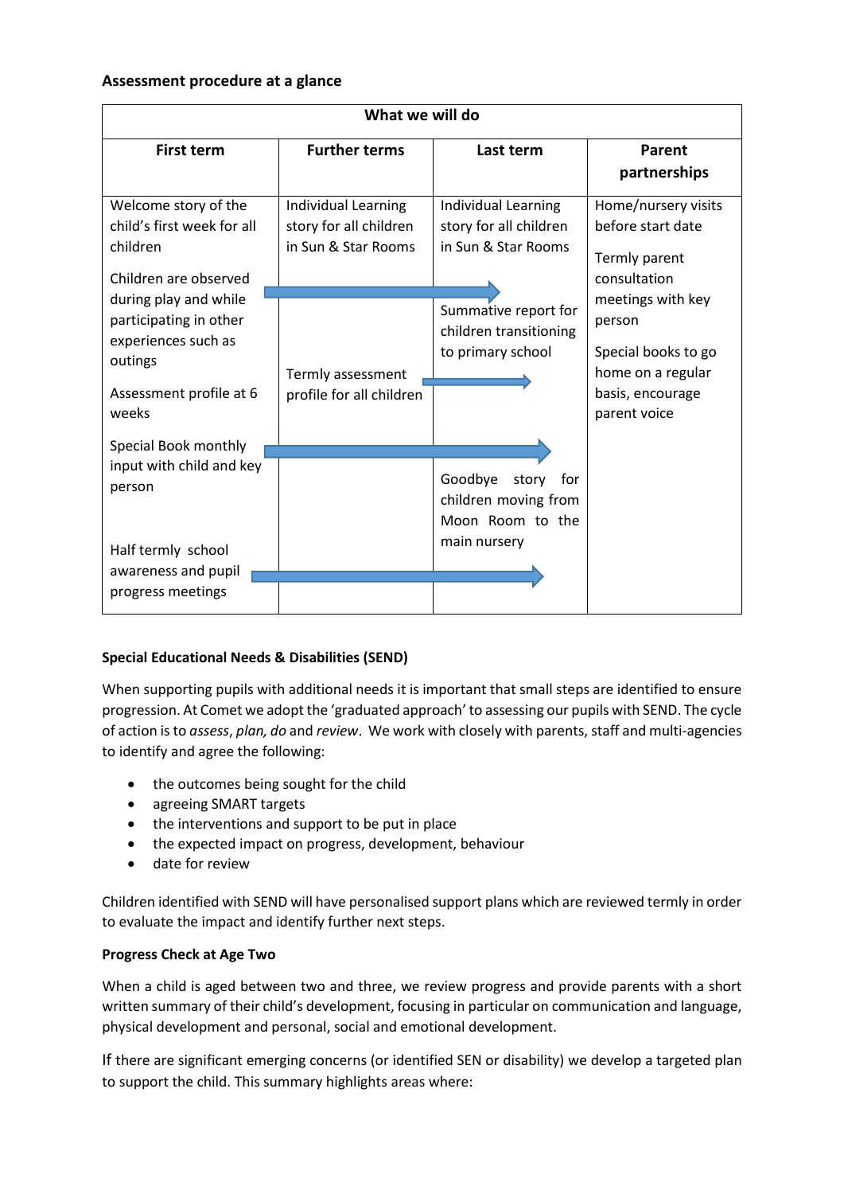### Assessment procedure at a glance

| What we will do | | | |
|---|---|---|---|
| **First term** | **Further terms** | **Last term** | **Parent partnerships** |
| Welcome story of the child's first week for all children | Individual Learning story for all children in Sun & Star Rooms | Individual Learning story for all children in Sun & Star Rooms | Home/nursery visits before start date |
| Children are observed during play and while participating in other experiences such as outings | → | → | Termly parent consultation meetings with key person |
| Assessment profile at 6 weeks | Termly assessment profile for all children → | Summative report for children transitioning to primary school | Special books to go home on a regular basis, encourage parent voice |
| Special Book monthly input with child and key person | → | → | |
| | | Goodbye story for children moving from Moon Room to the main nursery | |
| Half termly school awareness and pupil progress meetings | → | → | |

### Special Educational Needs & Disabilities (SEND)

When supporting pupils with additional needs it is important that small steps are identified to ensure progression. At Comet we adopt the 'graduated approach' to assessing our pupils with SEND. The cycle of action is to *assess*, *plan, do* and *review*. We work with closely with parents, staff and multi-agencies to identify and agree the following:

- the outcomes being sought for the child
- agreeing SMART targets
- the interventions and support to be put in place
- the expected impact on progress, development, behaviour
- date for review

Children identified with SEND will have personalised support plans which are reviewed termly in order to evaluate the impact and identify further next steps.

### Progress Check at Age Two

When a child is aged between two and three, we review progress and provide parents with a short written summary of their child's development, focusing in particular on communication and language, physical development and personal, social and emotional development.

If there are significant emerging concerns (or identified SEN or disability) we develop a targeted plan to support the child. This summary highlights areas where: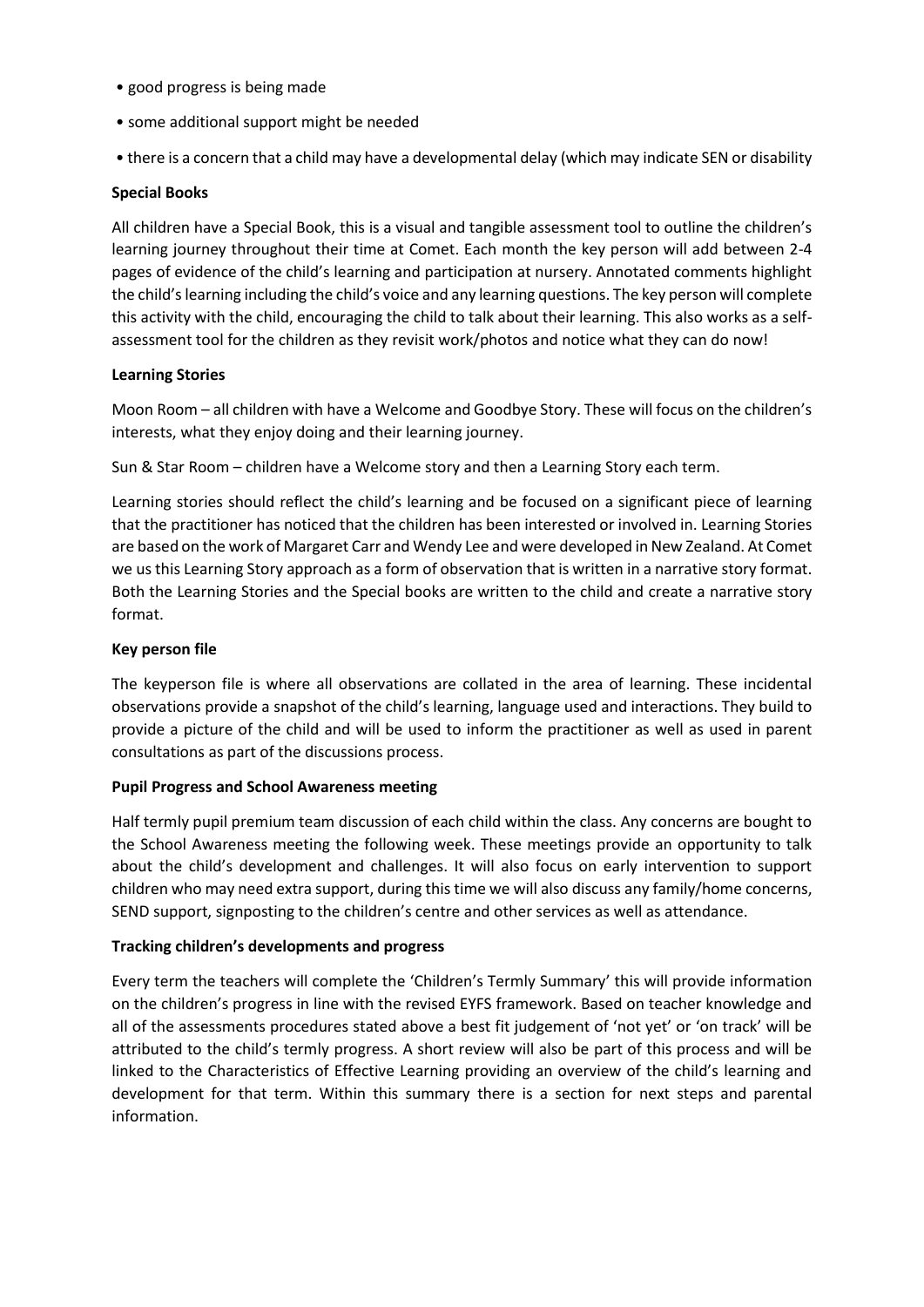- good progress is being made
- some additional support might be needed
- there is a concern that a child may have a developmental delay (which may indicate SEN or disability

**Special Books**

All children have a Special Book, this is a visual and tangible assessment tool to outline the children's learning journey throughout their time at Comet. Each month the key person will add between 2-4 pages of evidence of the child's learning and participation at nursery. Annotated comments highlight the child's learning including the child's voice and any learning questions. The key person will complete this activity with the child, encouraging the child to talk about their learning. This also works as a self-assessment tool for the children as they revisit work/photos and notice what they can do now!

**Learning Stories**

Moon Room – all children with have a Welcome and Goodbye Story. These will focus on the children's interests, what they enjoy doing and their learning journey.

Sun & Star Room – children have a Welcome story and then a Learning Story each term.

Learning stories should reflect the child's learning and be focused on a significant piece of learning that the practitioner has noticed that the children has been interested or involved in. Learning Stories are based on the work of Margaret Carr and Wendy Lee and were developed in New Zealand. At Comet we us this Learning Story approach as a form of observation that is written in a narrative story format. Both the Learning Stories and the Special books are written to the child and create a narrative story format.

**Key person file**

The keyperson file is where all observations are collated in the area of learning. These incidental observations provide a snapshot of the child's learning, language used and interactions. They build to provide a picture of the child and will be used to inform the practitioner as well as used in parent consultations as part of the discussions process.

**Pupil Progress and School Awareness meeting**

Half termly pupil premium team discussion of each child within the class. Any concerns are bought to the School Awareness meeting the following week. These meetings provide an opportunity to talk about the child's development and challenges. It will also focus on early intervention to support children who may need extra support, during this time we will also discuss any family/home concerns, SEND support, signposting to the children's centre and other services as well as attendance.

**Tracking children's developments and progress**

Every term the teachers will complete the 'Children's Termly Summary' this will provide information on the children's progress in line with the revised EYFS framework. Based on teacher knowledge and all of the assessments procedures stated above a best fit judgement of 'not yet' or 'on track' will be attributed to the child's termly progress. A short review will also be part of this process and will be linked to the Characteristics of Effective Learning providing an overview of the child's learning and development for that term. Within this summary there is a section for next steps and parental information.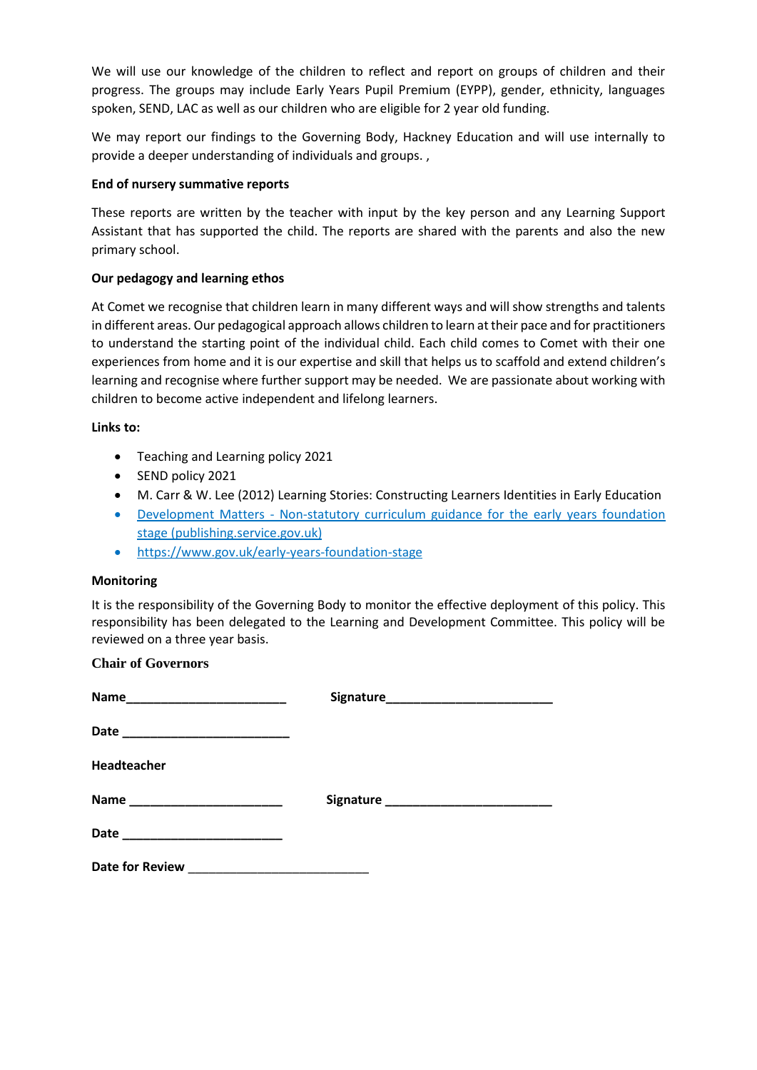We will use our knowledge of the children to reflect and report on groups of children and their progress. The groups may include Early Years Pupil Premium (EYPP), gender, ethnicity, languages spoken, SEND, LAC as well as our children who are eligible for 2 year old funding.

We may report our findings to the Governing Body, Hackney Education and will use internally to provide a deeper understanding of individuals and groups. ,

**End of nursery summative reports**

These reports are written by the teacher with input by the key person and any Learning Support Assistant that has supported the child. The reports are shared with the parents and also the new primary school.

**Our pedagogy and learning ethos**

At Comet we recognise that children learn in many different ways and will show strengths and talents in different areas. Our pedagogical approach allows children to learn at their pace and for practitioners to understand the starting point of the individual child. Each child comes to Comet with their one experiences from home and it is our expertise and skill that helps us to scaffold and extend children's learning and recognise where further support may be needed. We are passionate about working with children to become active independent and lifelong learners.

**Links to:**

- Teaching and Learning policy 2021
- SEND policy 2021
- M. Carr & W. Lee (2012) Learning Stories: Constructing Learners Identities in Early Education
- [Development Matters - Non-statutory curriculum guidance for the early years foundation stage (publishing.service.gov.uk)](Development Matters - Non-statutory curriculum guidance for the early years foundation stage (publishing.service.gov.uk))
- https://www.gov.uk/early-years-foundation-stage

**Monitoring**

It is the responsibility of the Governing Body to monitor the effective deployment of this policy. This responsibility has been delegated to the Learning and Development Committee. This policy will be reviewed on a three year basis.

**Chair of Governors**

**Name**________________________ **Signature**_________________________

**Date** _________________________

**Headteacher**

**Name** _______________________ **Signature** _________________________

**Date** ________________________

**Date for Review** ___________________________